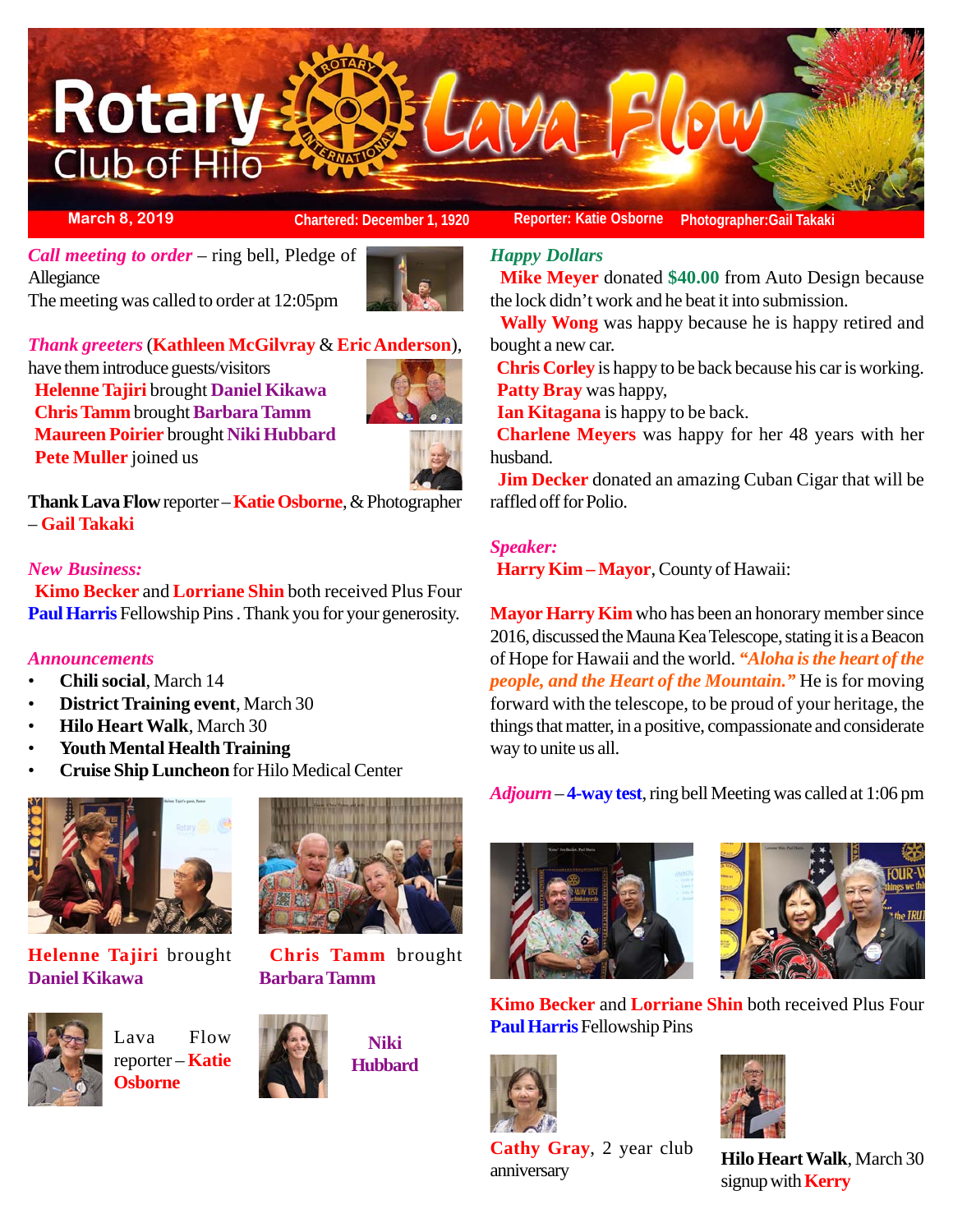# Rotary Club of Hilo — Lava Flow

**March 8, 2019** | **Chartered: December 1, 1920** | **Reporter: Katie Osborne** | **Photographer:Gail Takaki**

*Call meeting to order* – ring bell, Pledge of Allegiance

The meeting was called to order at 12:05pm

*Thank greeters* (**Kathleen McGilvray** & **Eric Anderson**), have them introduce guests/visitors

**Helenne Tajiri** brought **Daniel Kikawa**
**Chris Tamm** brought **Barbara Tamm**
**Maureen Poirier** brought **Niki Hubbard**
**Pete Muller** joined us

**Thank Lava Flow** reporter – **Katie Osborne**, & Photographer – **Gail Takaki**

*New Business:*

**Kimo Becker** and **Lorriane Shin** both received Plus Four **Paul Harris** Fellowship Pins . Thank you for your generosity.

*Announcements*

- **Chili social**, March 14
- **District Training event**, March 30
- **Hilo Heart Walk**, March 30
- **Youth Mental Health Training**
- **Cruise Ship Luncheon** for Hilo Medical Center

**Helenne Tajiri** brought **Daniel Kikawa**

**Chris Tamm** brought **Barbara Tamm**

Lava Flow reporter – **Katie Osborne**

**Niki Hubbard**

*Happy Dollars*

**Mike Meyer** donated **$40.00** from Auto Design because the lock didn't work and he beat it into submission.

**Wally Wong** was happy because he is happy retired and bought a new car.

**Chris Corley** is happy to be back because his car is working.

**Patty Bray** was happy,

**Ian Kitagana** is happy to be back.

**Charlene Meyers** was happy for her 48 years with her husband.

**Jim Decker** donated an amazing Cuban Cigar that will be raffled off for Polio.

*Speaker:*

**Harry Kim – Mayor**, County of Hawaii:

**Mayor Harry Kim** who has been an honorary member since 2016, discussed the Mauna Kea Telescope, stating it is a Beacon of Hope for Hawaii and the world. ***"Aloha is the heart of the people, and the Heart of the Mountain."*** He is for moving forward with the telescope, to be proud of your heritage, the things that matter, in a positive, compassionate and considerate way to unite us all.

*Adjourn* – **4-way test**, ring bell Meeting was called at 1:06 pm

**Kimo Becker** and **Lorriane Shin** both received Plus Four **Paul Harris** Fellowship Pins

**Cathy Gray**, 2 year club anniversary

**Hilo Heart Walk**, March 30 signup with **Kerry**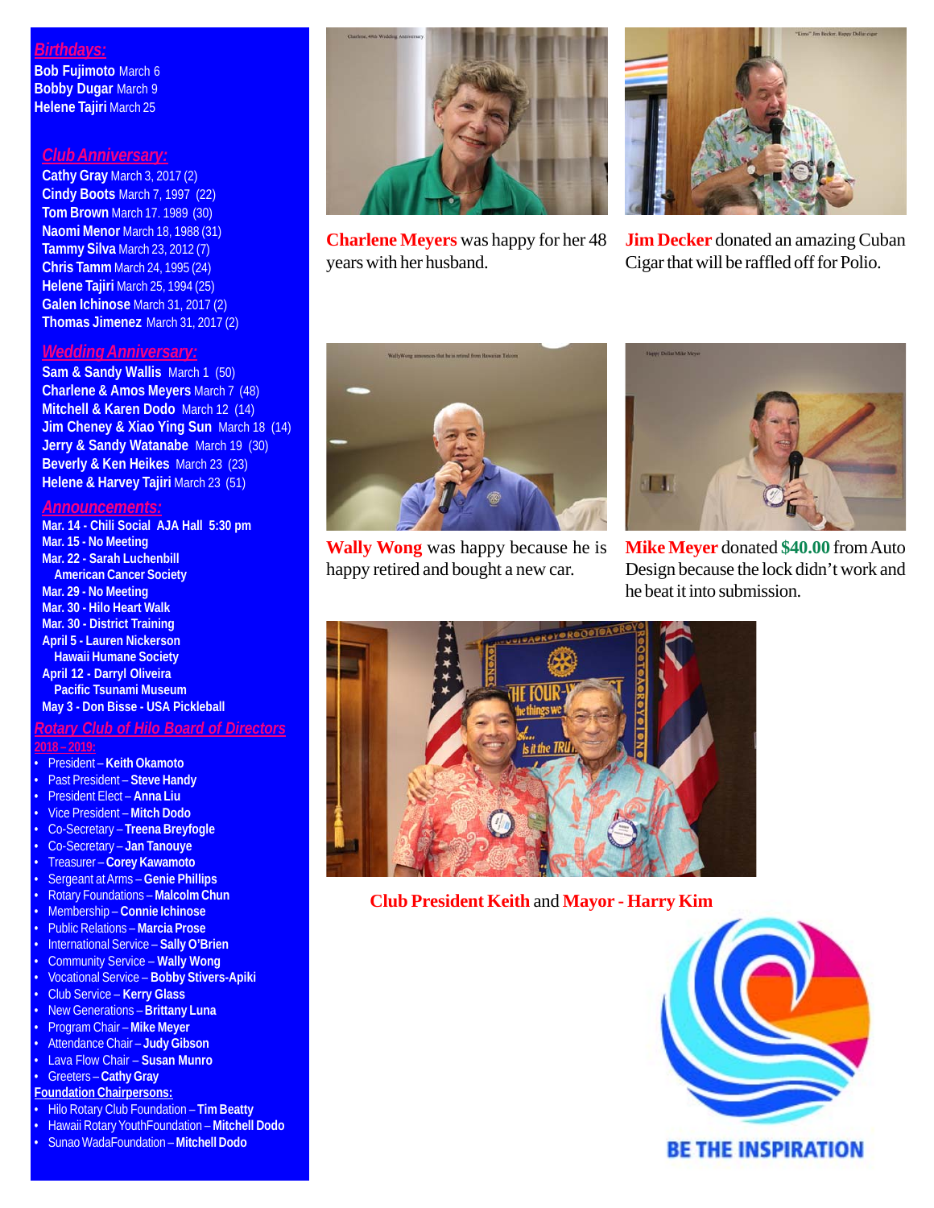## Birthdays:

**Bob Fujimoto** March 6
**Bobby Dugar** March 9
**Helene Tajiri** March 25

## Club Anniversary:

**Cathy Gray** March 3, 2017 (2)
**Cindy Boots** March 7, 1997 (22)
**Tom Brown** March 17. 1989 (30)
**Naomi Menor** March 18, 1988 (31)
**Tammy Silva** March 23, 2012 (7)
**Chris Tamm** March 24, 1995 (24)
**Helene Tajiri** March 25, 1994 (25)
**Galen Ichinose** March 31, 2017 (2)
**Thomas Jimenez** March 31, 2017 (2)

## Wedding Anniversary:

**Sam & Sandy Wallis** March 1 (50)
**Charlene & Amos Meyers** March 7 (48)
**Mitchell & Karen Dodo** March 12 (14)
**Jim Cheney & Xiao Ying Sun** March 18 (14)
**Jerry & Sandy Watanabe** March 19 (30)
**Beverly & Ken Heikes** March 23 (23)
**Helene & Harvey Tajiri** March 23 (51)

## Announcements:

**Mar. 14 - Chili Social AJA Hall 5:30 pm**
**Mar. 15 - No Meeting**
**Mar. 22 - Sarah Luchenbill**
**American Cancer Society**
**Mar. 29 - No Meeting**
**Mar. 30 - Hilo Heart Walk**
**Mar. 30 - District Training**
**April 5 - Lauren Nickerson**
**Hawaii Humane Society**
**April 12 - Darryl Oliveira**
**Pacific Tsunami Museum**
**May 3 - Don Bisse - USA Pickleball**

## Rotary Club of Hilo Board of Directors

**2018 – 2019:**

- President – **Keith Okamoto**
- Past President – **Steve Handy**
- President Elect – **Anna Liu**
- Vice President – **Mitch Dodo**
- Co-Secretary – **Treena Breyfogle**
- Co-Secretary – **Jan Tanouye**
- Treasurer – **Corey Kawamoto**
- Sergeant at Arms – **Genie Phillips**
- Rotary Foundations – **Malcolm Chun**
- Membership – **Connie Ichinose**
- Public Relations – **Marcia Prose**
- International Service – **Sally O'Brien**
- Community Service – **Wally Wong**
- Vocational Service – **Bobby Stivers-Apiki**
- Club Service – **Kerry Glass**
- New Generations – **Brittany Luna**
- Program Chair – **Mike Meyer**
- Attendance Chair – **Judy Gibson**
- Lava Flow Chair – **Susan Munro**
- Greeters – **Cathy Gray**

**Foundation Chairpersons:**

- Hilo Rotary Club Foundation – **Tim Beatty**
- Hawaii Rotary YouthFoundation – **Mitchell Dodo**
- Sunao WadaFoundation – **Mitchell Dodo**

**Charlene Meyers** was happy for her 48 years with her husband.

**Jim Decker** donated an amazing Cuban Cigar that will be raffled off for Polio.

**Wally Wong** was happy because he is happy retired and bought a new car.

**Mike Meyer** donated **$40.00** from Auto Design because the lock didn't work and he beat it into submission.

**Club President Keith** and **Mayor - Harry Kim**

BE THE INSPIRATION